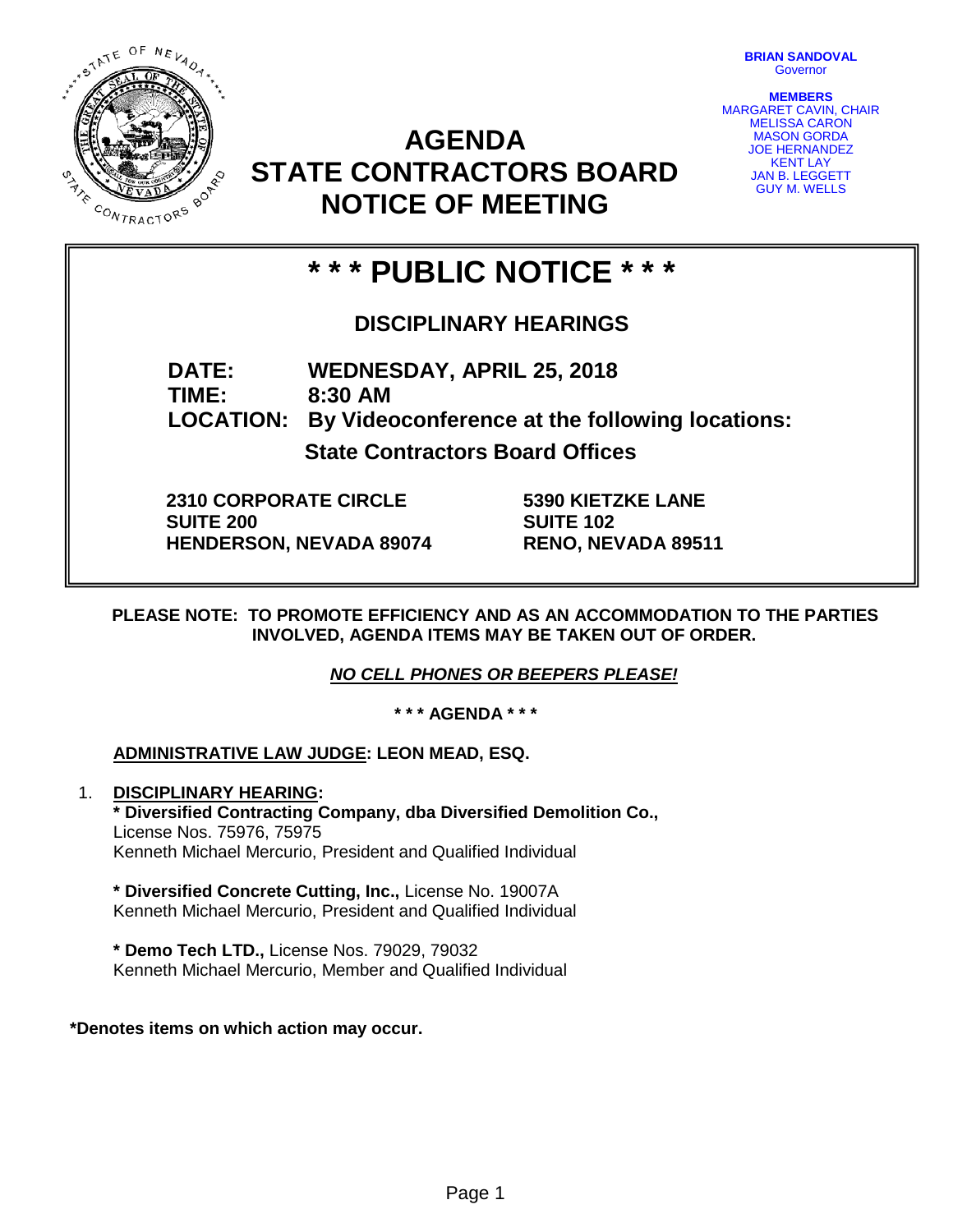BRIAN SANDOVAL
Governor

MEMBERS
MARGARET CAVIN, CHAIR
MELISSA CARON
MASON GORDA
JOE HERNANDEZ
KENT LAY
JAN B. LEGGETT
GUY M. WELLS

# AGENDA
# STATE CONTRACTORS BOARD
# NOTICE OF MEETING

## * * * PUBLIC NOTICE * * *

### DISCIPLINARY HEARINGS

**DATE:** WEDNESDAY, APRIL 25, 2018
**TIME:** 8:30 AM
**LOCATION:** By Videoconference at the following locations:

**State Contractors Board Offices**

**2310 CORPORATE CIRCLE**
**SUITE 200**
**HENDERSON, NEVADA 89074**

**5390 KIETZKE LANE**
**SUITE 102**
**RENO, NEVADA 89511**

**PLEASE NOTE: TO PROMOTE EFFICIENCY AND AS AN ACCOMMODATION TO THE PARTIES INVOLVED, AGENDA ITEMS MAY BE TAKEN OUT OF ORDER.**

***NO CELL PHONES OR BEEPERS PLEASE!***

**\* \* \* AGENDA \* \* \***

**ADMINISTRATIVE LAW JUDGE: LEON MEAD, ESQ.**

1. **DISCIPLINARY HEARING:**

   **\* Diversified Contracting Company, dba Diversified Demolition Co.,**
   License Nos. 75976, 75975
   Kenneth Michael Mercurio, President and Qualified Individual

   **\* Diversified Concrete Cutting, Inc.,** License No. 19007A
   Kenneth Michael Mercurio, President and Qualified Individual

   **\* Demo Tech LTD.,** License Nos. 79029, 79032
   Kenneth Michael Mercurio, Member and Qualified Individual

**\*Denotes items on which action may occur.**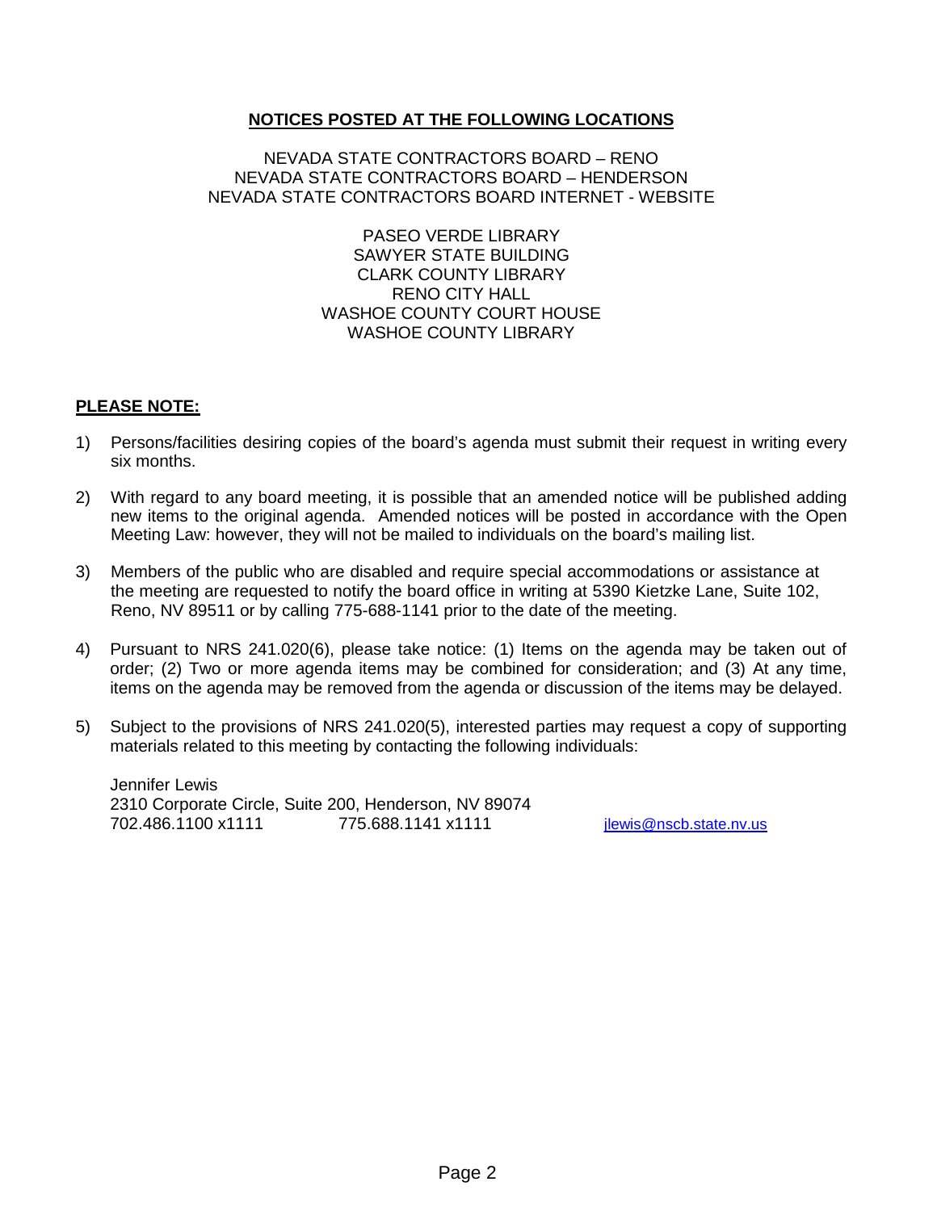**NOTICES POSTED AT THE FOLLOWING LOCATIONS**

NEVADA STATE CONTRACTORS BOARD – RENO
NEVADA STATE CONTRACTORS BOARD – HENDERSON
NEVADA STATE CONTRACTORS BOARD INTERNET - WEBSITE

PASEO VERDE LIBRARY
SAWYER STATE BUILDING
CLARK COUNTY LIBRARY
RENO CITY HALL
WASHOE COUNTY COURT HOUSE
WASHOE COUNTY LIBRARY

**PLEASE NOTE:**

1) Persons/facilities desiring copies of the board's agenda must submit their request in writing every six months.

2) With regard to any board meeting, it is possible that an amended notice will be published adding new items to the original agenda. Amended notices will be posted in accordance with the Open Meeting Law: however, they will not be mailed to individuals on the board's mailing list.

3) Members of the public who are disabled and require special accommodations or assistance at the meeting are requested to notify the board office in writing at 5390 Kietzke Lane, Suite 102, Reno, NV 89511 or by calling 775-688-1141 prior to the date of the meeting.

4) Pursuant to NRS 241.020(6), please take notice: (1) Items on the agenda may be taken out of order; (2) Two or more agenda items may be combined for consideration; and (3) At any time, items on the agenda may be removed from the agenda or discussion of the items may be delayed.

5) Subject to the provisions of NRS 241.020(5), interested parties may request a copy of supporting materials related to this meeting by contacting the following individuals:

   Jennifer Lewis
   2310 Corporate Circle, Suite 200, Henderson, NV 89074
   702.486.1100 x1111 775.688.1141 x1111 jlewis@nscb.state.nv.us